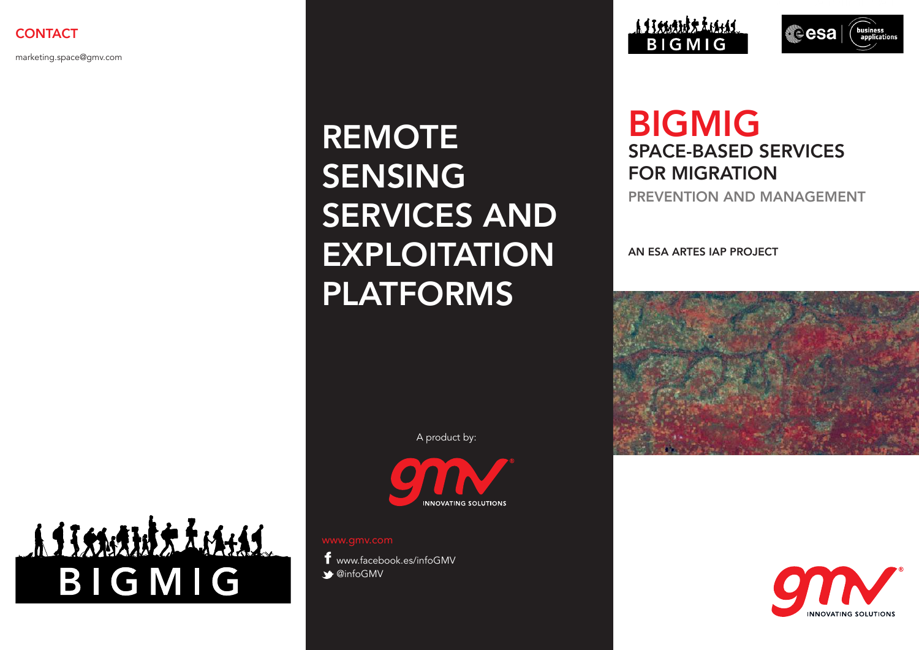## CONTACT

marketing.space@gmv.com

BIGMIG

# REMOTE SENSING SERVICES AND EXPLOITATION PLATFORMS

A product by:

INNOVATING SOLUTIONS

www.gmv.com

www.facebook.es/infoGMV

@infoGMV

BIGMIG

esa business applications

# BIGMIG

## SPACE-BASED SERVICES FOR MIGRATION

PREVENTION AND MANAGEMENT

AN ESA ARTES IAP PROJECT

INNOVATING SOLUTIONS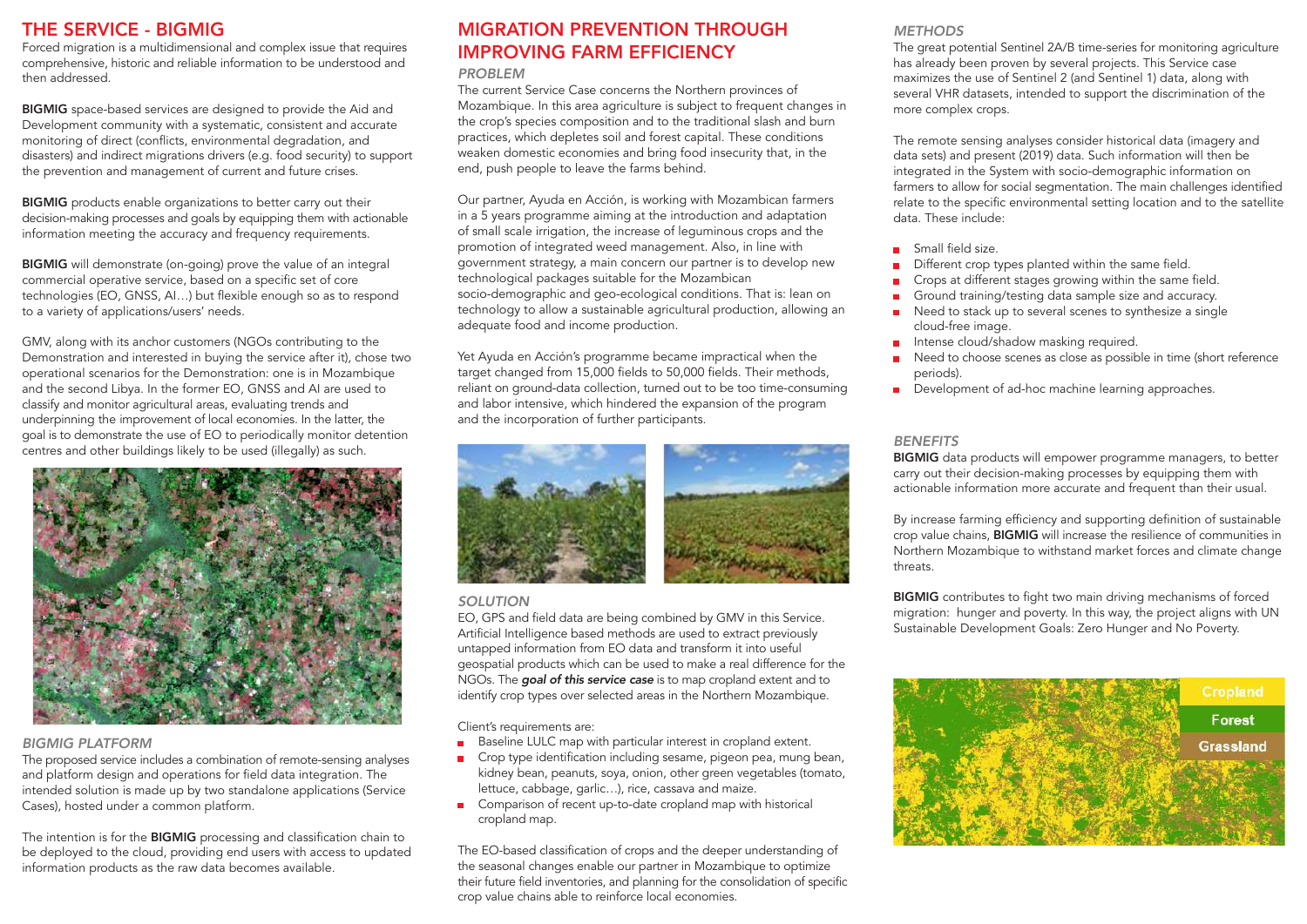## THE SERVICE - BIGMIG

Forced migration is a multidimensional and complex issue that requires comprehensive, historic and reliable information to be understood and then addressed.

**BIGMIG** space-based services are designed to provide the Aid and Development community with a systematic, consistent and accurate monitoring of direct (conflicts, environmental degradation, and disasters) and indirect migrations drivers (e.g. food security) to support the prevention and management of current and future crises.

**BIGMIG** products enable organizations to better carry out their decision-making processes and goals by equipping them with actionable information meeting the accuracy and frequency requirements.

**BIGMIG** will demonstrate (on-going) prove the value of an integral commercial operative service, based on a specific set of core technologies (EO, GNSS, AI…) but flexible enough so as to respond to a variety of applications/users' needs.

GMV, along with its anchor customers (NGOs contributing to the Demonstration and interested in buying the service after it), chose two operational scenarios for the Demonstration: one is in Mozambique and the second Libya. In the former EO, GNSS and AI are used to classify and monitor agricultural areas, evaluating trends and underpinning the improvement of local economies. In the latter, the goal is to demonstrate the use of EO to periodically monitor detention centres and other buildings likely to be used (illegally) as such.

### *BIGMIG PLATFORM*

The proposed service includes a combination of remote-sensing analyses and platform design and operations for field data integration. The intended solution is made up by two standalone applications (Service Cases), hosted under a common platform.

The intention is for the **BIGMIG** processing and classification chain to be deployed to the cloud, providing end users with access to updated information products as the raw data becomes available.

## MIGRATION PREVENTION THROUGH IMPROVING FARM EFFICIENCY

### *PROBLEM*

The current Service Case concerns the Northern provinces of Mozambique. In this area agriculture is subject to frequent changes in the crop's species composition and to the traditional slash and burn practices, which depletes soil and forest capital. These conditions weaken domestic economies and bring food insecurity that, in the end, push people to leave the farms behind.

Our partner, Ayuda en Acción, is working with Mozambican farmers in a 5 years programme aiming at the introduction and adaptation of small scale irrigation, the increase of leguminous crops and the promotion of integrated weed management. Also, in line with government strategy, a main concern our partner is to develop new technological packages suitable for the Mozambican socio-demographic and geo-ecological conditions. That is: lean on technology to allow a sustainable agricultural production, allowing an adequate food and income production.

Yet Ayuda en Acción's programme became impractical when the target changed from 15,000 fields to 50,000 fields. Their methods, reliant on ground-data collection, turned out to be too time-consuming and labor intensive, which hindered the expansion of the program and the incorporation of further participants.

### *SOLUTION*

EO, GPS and field data are being combined by GMV in this Service. Artificial Intelligence based methods are used to extract previously untapped information from EO data and transform it into useful geospatial products which can be used to make a real difference for the NGOs. The ***goal of this service case*** is to map cropland extent and to identify crop types over selected areas in the Northern Mozambique.

Client's requirements are:

- Baseline LULC map with particular interest in cropland extent.
- Crop type identification including sesame, pigeon pea, mung bean, kidney bean, peanuts, soya, onion, other green vegetables (tomato, lettuce, cabbage, garlic…), rice, cassava and maize.
- Comparison of recent up-to-date cropland map with historical cropland map.

The EO-based classification of crops and the deeper understanding of the seasonal changes enable our partner in Mozambique to optimize their future field inventories, and planning for the consolidation of specific crop value chains able to reinforce local economies.

### *METHODS*

The great potential Sentinel 2A/B time-series for monitoring agriculture has already been proven by several projects. This Service case maximizes the use of Sentinel 2 (and Sentinel 1) data, along with several VHR datasets, intended to support the discrimination of the more complex crops.

The remote sensing analyses consider historical data (imagery and data sets) and present (2019) data. Such information will then be integrated in the System with socio-demographic information on farmers to allow for social segmentation. The main challenges identified relate to the specific environmental setting location and to the satellite data. These include:

- Small field size.
- Different crop types planted within the same field.
- Crops at different stages growing within the same field.
- Ground training/testing data sample size and accuracy.
- Need to stack up to several scenes to synthesize a single cloud-free image.
- Intense cloud/shadow masking required.
- Need to choose scenes as close as possible in time (short reference periods).
- Development of ad-hoc machine learning approaches.

### *BENEFITS*

**BIGMIG** data products will empower programme managers, to better carry out their decision-making processes by equipping them with actionable information more accurate and frequent than their usual.

By increase farming efficiency and supporting definition of sustainable crop value chains, **BIGMIG** will increase the resilience of communities in Northern Mozambique to withstand market forces and climate change threats.

**BIGMIG** contributes to fight two main driving mechanisms of forced migration: hunger and poverty. In this way, the project aligns with UN Sustainable Development Goals: Zero Hunger and No Poverty.

Cropland
Forest
Grassland